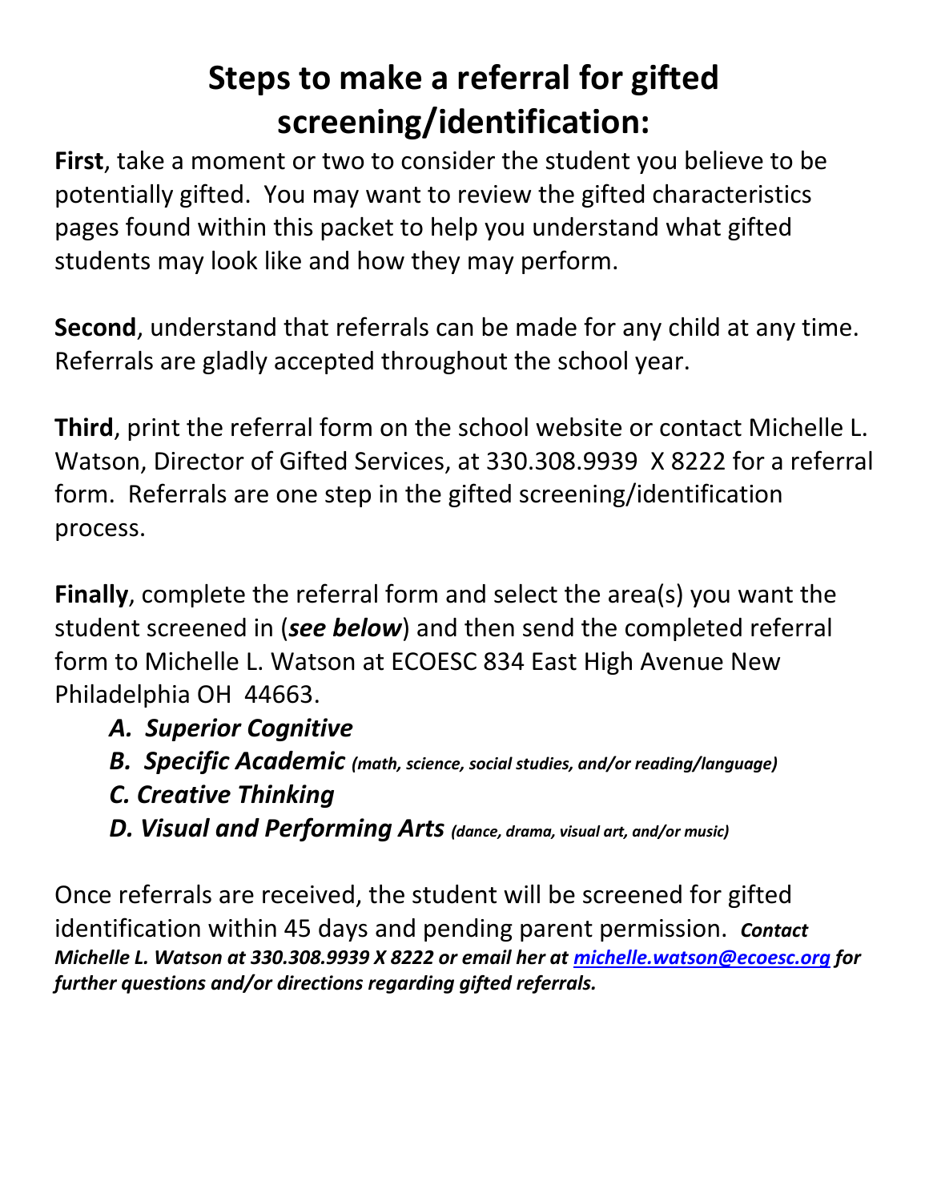# Steps to make a referral for gifted screening/identification:

**First**, take a moment or two to consider the student you believe to be potentially gifted. You may want to review the gifted characteristics pages found within this packet to help you understand what gifted students may look like and how they may perform.

**Second**, understand that referrals can be made for any child at any time. Referrals are gladly accepted throughout the school year.

**Third**, print the referral form on the school website or contact Michelle L. Watson, Director of Gifted Services, at 330.308.9939 X 8222 for a referral form. Referrals are one step in the gifted screening/identification process.

**Finally**, complete the referral form and select the area(s) you want the student screened in (***see below***) and then send the completed referral form to Michelle L. Watson at ECOESC 834 East High Avenue New Philadelphia OH 44663.

- ***A. Superior Cognitive***
- ***B. Specific Academic*** *(math, science, social studies, and/or reading/language)*
- ***C. Creative Thinking***
- ***D. Visual and Performing Arts*** *(dance, drama, visual art, and/or music)*

Once referrals are received, the student will be screened for gifted identification within 45 days and pending parent permission. ***Contact Michelle L. Watson at 330.308.9939 X 8222 or email her at michelle.watson@ecoesc.org for further questions and/or directions regarding gifted referrals.***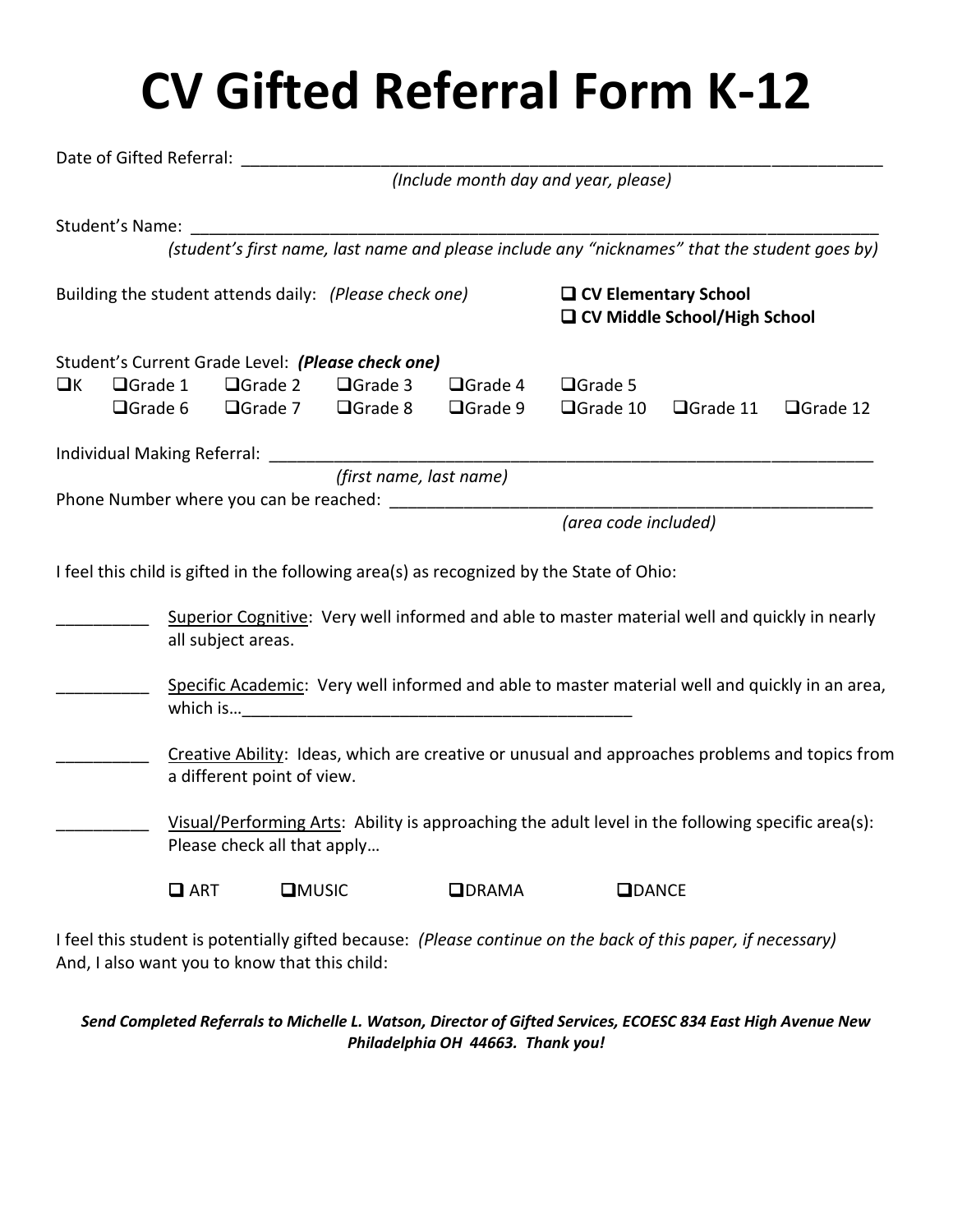# CV Gifted Referral Form K-12

Date of Gifted Referral: ___________________________________________________________________________
*(Include month day and year, please)*

Student's Name: ______________________________________________________________________________
*(student's first name, last name and please include any "nicknames" that the student goes by)*

Building the student attends daily: *(Please check one)*

- ❑ **CV Elementary School**
- ❑ **CV Middle School/High School**

Student's Current Grade Level: ***(Please check one)***

❑K ❑Grade 1 ❑Grade 2 ❑Grade 3 ❑Grade 4 ❑Grade 5
❑Grade 6 ❑Grade 7 ❑Grade 8 ❑Grade 9 ❑Grade 10 ❑Grade 11 ❑Grade 12

Individual Making Referral: _______________________________________________________________
*(first name, last name)*

Phone Number where you can be reached: ______________________________________________________
*(area code included)*

I feel this child is gifted in the following area(s) as recognized by the State of Ohio:

__________ Superior Cognitive: Very well informed and able to master material well and quickly in nearly all subject areas.

__________ Specific Academic: Very well informed and able to master material well and quickly in an area, which is…____________________________________________

__________ Creative Ability: Ideas, which are creative or unusual and approaches problems and topics from a different point of view.

__________ Visual/Performing Arts: Ability is approaching the adult level in the following specific area(s): Please check all that apply…

❑ ART ❑MUSIC ❑DRAMA ❑DANCE

I feel this student is potentially gifted because: *(Please continue on the back of this paper, if necessary)*
And, I also want you to know that this child:

***Send Completed Referrals to Michelle L. Watson, Director of Gifted Services, ECOESC 834 East High Avenue New Philadelphia OH 44663. Thank you!***